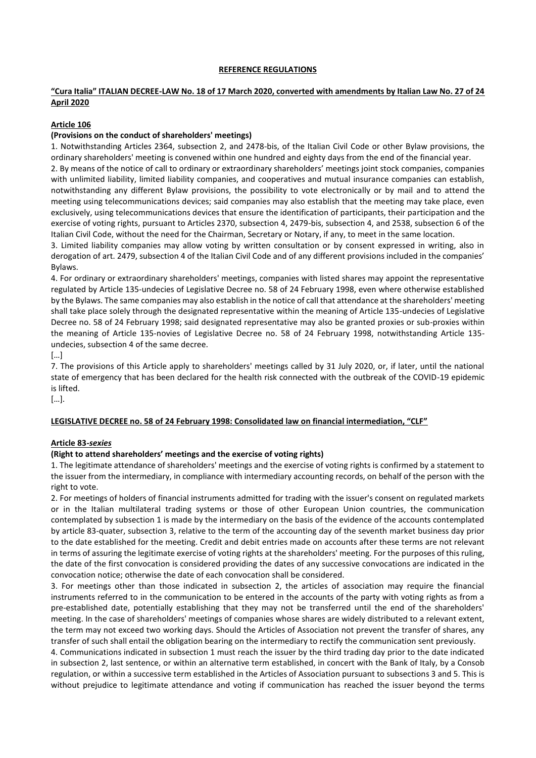**REFERENCE REGULATIONS**

**"Cura Italia" ITALIAN DECREE-LAW No. 18 of 17 March 2020, converted with amendments by Italian Law No. 27 of 24 April 2020**

**Article 106**

**(Provisions on the conduct of shareholders' meetings)**

1. Notwithstanding Articles 2364, subsection 2, and 2478-bis, of the Italian Civil Code or other Bylaw provisions, the ordinary shareholders' meeting is convened within one hundred and eighty days from the end of the financial year.

2. By means of the notice of call to ordinary or extraordinary shareholders' meetings joint stock companies, companies with unlimited liability, limited liability companies, and cooperatives and mutual insurance companies can establish, notwithstanding any different Bylaw provisions, the possibility to vote electronically or by mail and to attend the meeting using telecommunications devices; said companies may also establish that the meeting may take place, even exclusively, using telecommunications devices that ensure the identification of participants, their participation and the exercise of voting rights, pursuant to Articles 2370, subsection 4, 2479-bis, subsection 4, and 2538, subsection 6 of the Italian Civil Code, without the need for the Chairman, Secretary or Notary, if any, to meet in the same location.

3. Limited liability companies may allow voting by written consultation or by consent expressed in writing, also in derogation of art. 2479, subsection 4 of the Italian Civil Code and of any different provisions included in the companies' Bylaws.

4. For ordinary or extraordinary shareholders' meetings, companies with listed shares may appoint the representative regulated by Article 135-undecies of Legislative Decree no. 58 of 24 February 1998, even where otherwise established by the Bylaws. The same companies may also establish in the notice of call that attendance at the shareholders' meeting shall take place solely through the designated representative within the meaning of Article 135-undecies of Legislative Decree no. 58 of 24 February 1998; said designated representative may also be granted proxies or sub-proxies within the meaning of Article 135-novies of Legislative Decree no. 58 of 24 February 1998, notwithstanding Article 135-undecies, subsection 4 of the same decree.

[…]

7. The provisions of this Article apply to shareholders' meetings called by 31 July 2020, or, if later, until the national state of emergency that has been declared for the health risk connected with the outbreak of the COVID-19 epidemic is lifted.

[…].

**LEGISLATIVE DECREE no. 58 of 24 February 1998: Consolidated law on financial intermediation, "CLF"**

**Article 83-*sexies***

**(Right to attend shareholders' meetings and the exercise of voting rights)**

1. The legitimate attendance of shareholders' meetings and the exercise of voting rights is confirmed by a statement to the issuer from the intermediary, in compliance with intermediary accounting records, on behalf of the person with the right to vote.

2. For meetings of holders of financial instruments admitted for trading with the issuer's consent on regulated markets or in the Italian multilateral trading systems or those of other European Union countries, the communication contemplated by subsection 1 is made by the intermediary on the basis of the evidence of the accounts contemplated by article 83-quater, subsection 3, relative to the term of the accounting day of the seventh market business day prior to the date established for the meeting. Credit and debit entries made on accounts after these terms are not relevant in terms of assuring the legitimate exercise of voting rights at the shareholders' meeting. For the purposes of this ruling, the date of the first convocation is considered providing the dates of any successive convocations are indicated in the convocation notice; otherwise the date of each convocation shall be considered.

3. For meetings other than those indicated in subsection 2, the articles of association may require the financial instruments referred to in the communication to be entered in the accounts of the party with voting rights as from a pre-established date, potentially establishing that they may not be transferred until the end of the shareholders' meeting. In the case of shareholders' meetings of companies whose shares are widely distributed to a relevant extent, the term may not exceed two working days. Should the Articles of Association not prevent the transfer of shares, any transfer of such shall entail the obligation bearing on the intermediary to rectify the communication sent previously.

4. Communications indicated in subsection 1 must reach the issuer by the third trading day prior to the date indicated in subsection 2, last sentence, or within an alternative term established, in concert with the Bank of Italy, by a Consob regulation, or within a successive term established in the Articles of Association pursuant to subsections 3 and 5. This is without prejudice to legitimate attendance and voting if communication has reached the issuer beyond the terms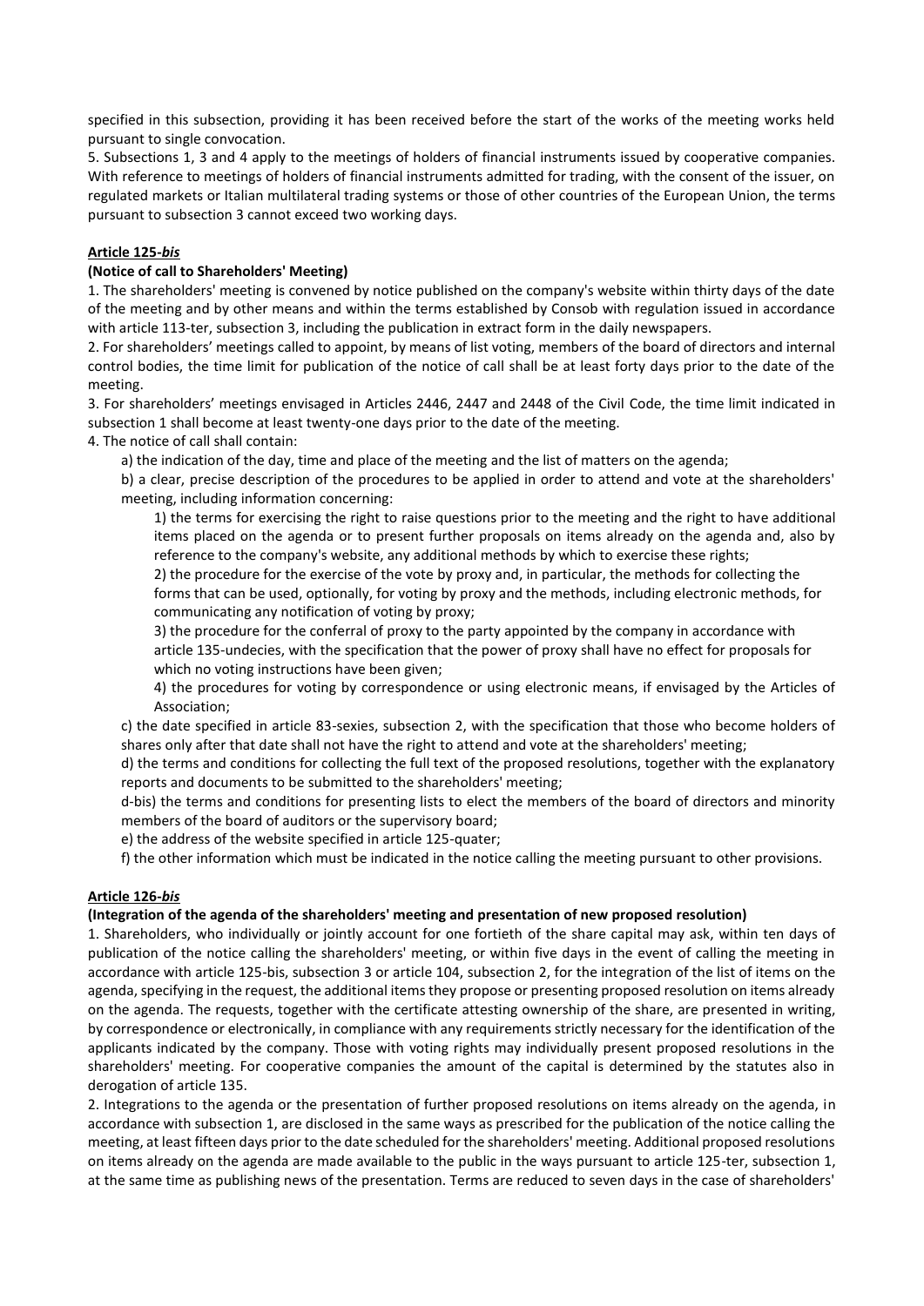specified in this subsection, providing it has been received before the start of the works of the meeting works held pursuant to single convocation.

5. Subsections 1, 3 and 4 apply to the meetings of holders of financial instruments issued by cooperative companies. With reference to meetings of holders of financial instruments admitted for trading, with the consent of the issuer, on regulated markets or Italian multilateral trading systems or those of other countries of the European Union, the terms pursuant to subsection 3 cannot exceed two working days.

**Article 125-*bis***

**(Notice of call to Shareholders' Meeting)**

1. The shareholders' meeting is convened by notice published on the company's website within thirty days of the date of the meeting and by other means and within the terms established by Consob with regulation issued in accordance with article 113-ter, subsection 3, including the publication in extract form in the daily newspapers.

2. For shareholders' meetings called to appoint, by means of list voting, members of the board of directors and internal control bodies, the time limit for publication of the notice of call shall be at least forty days prior to the date of the meeting.

3. For shareholders' meetings envisaged in Articles 2446, 2447 and 2448 of the Civil Code, the time limit indicated in subsection 1 shall become at least twenty-one days prior to the date of the meeting.

4. The notice of call shall contain:

a) the indication of the day, time and place of the meeting and the list of matters on the agenda;

b) a clear, precise description of the procedures to be applied in order to attend and vote at the shareholders' meeting, including information concerning:

1) the terms for exercising the right to raise questions prior to the meeting and the right to have additional items placed on the agenda or to present further proposals on items already on the agenda and, also by reference to the company's website, any additional methods by which to exercise these rights;

2) the procedure for the exercise of the vote by proxy and, in particular, the methods for collecting the forms that can be used, optionally, for voting by proxy and the methods, including electronic methods, for communicating any notification of voting by proxy;

3) the procedure for the conferral of proxy to the party appointed by the company in accordance with article 135-undecies, with the specification that the power of proxy shall have no effect for proposals for which no voting instructions have been given;

4) the procedures for voting by correspondence or using electronic means, if envisaged by the Articles of Association;

c) the date specified in article 83-sexies, subsection 2, with the specification that those who become holders of shares only after that date shall not have the right to attend and vote at the shareholders' meeting;

d) the terms and conditions for collecting the full text of the proposed resolutions, together with the explanatory reports and documents to be submitted to the shareholders' meeting;

d-bis) the terms and conditions for presenting lists to elect the members of the board of directors and minority members of the board of auditors or the supervisory board;

e) the address of the website specified in article 125-quater;

f) the other information which must be indicated in the notice calling the meeting pursuant to other provisions.

**Article 126-*bis***

**(Integration of the agenda of the shareholders' meeting and presentation of new proposed resolution)**

1. Shareholders, who individually or jointly account for one fortieth of the share capital may ask, within ten days of publication of the notice calling the shareholders' meeting, or within five days in the event of calling the meeting in accordance with article 125-bis, subsection 3 or article 104, subsection 2, for the integration of the list of items on the agenda, specifying in the request, the additional items they propose or presenting proposed resolution on items already on the agenda. The requests, together with the certificate attesting ownership of the share, are presented in writing, by correspondence or electronically, in compliance with any requirements strictly necessary for the identification of the applicants indicated by the company. Those with voting rights may individually present proposed resolutions in the shareholders' meeting. For cooperative companies the amount of the capital is determined by the statutes also in derogation of article 135.

2. Integrations to the agenda or the presentation of further proposed resolutions on items already on the agenda, in accordance with subsection 1, are disclosed in the same ways as prescribed for the publication of the notice calling the meeting, at least fifteen days prior to the date scheduled for the shareholders' meeting. Additional proposed resolutions on items already on the agenda are made available to the public in the ways pursuant to article 125-ter, subsection 1, at the same time as publishing news of the presentation. Terms are reduced to seven days in the case of shareholders'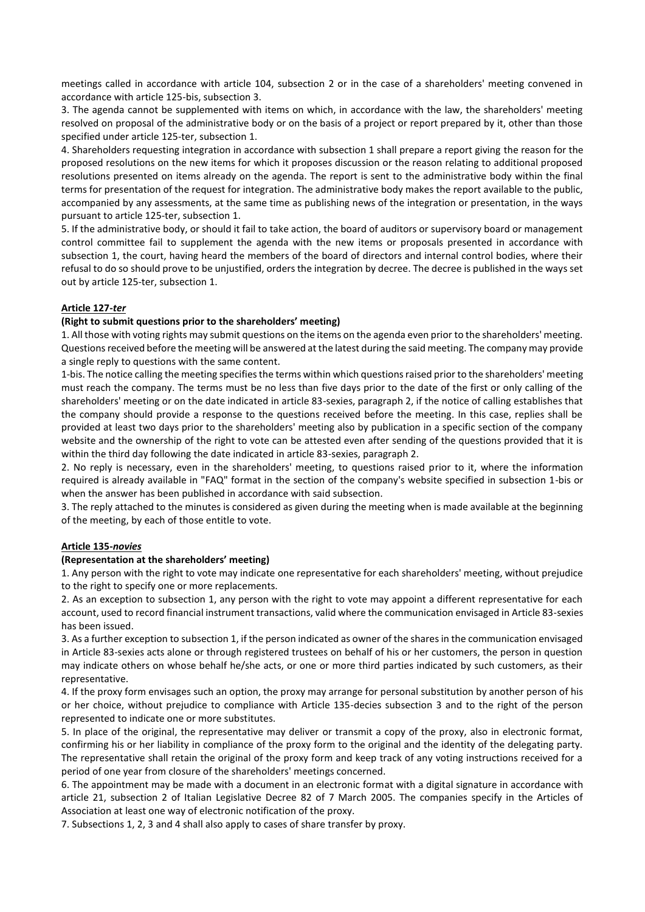meetings called in accordance with article 104, subsection 2 or in the case of a shareholders' meeting convened in accordance with article 125-bis, subsection 3.

3. The agenda cannot be supplemented with items on which, in accordance with the law, the shareholders' meeting resolved on proposal of the administrative body or on the basis of a project or report prepared by it, other than those specified under article 125-ter, subsection 1.

4. Shareholders requesting integration in accordance with subsection 1 shall prepare a report giving the reason for the proposed resolutions on the new items for which it proposes discussion or the reason relating to additional proposed resolutions presented on items already on the agenda. The report is sent to the administrative body within the final terms for presentation of the request for integration. The administrative body makes the report available to the public, accompanied by any assessments, at the same time as publishing news of the integration or presentation, in the ways pursuant to article 125-ter, subsection 1.

5. If the administrative body, or should it fail to take action, the board of auditors or supervisory board or management control committee fail to supplement the agenda with the new items or proposals presented in accordance with subsection 1, the court, having heard the members of the board of directors and internal control bodies, where their refusal to do so should prove to be unjustified, orders the integration by decree. The decree is published in the ways set out by article 125-ter, subsection 1.

**Article 127-*ter***

**(Right to submit questions prior to the shareholders' meeting)**

1. All those with voting rights may submit questions on the items on the agenda even prior to the shareholders' meeting. Questions received before the meeting will be answered at the latest during the said meeting. The company may provide a single reply to questions with the same content.

1-bis. The notice calling the meeting specifies the terms within which questions raised prior to the shareholders' meeting must reach the company. The terms must be no less than five days prior to the date of the first or only calling of the shareholders' meeting or on the date indicated in article 83-sexies, paragraph 2, if the notice of calling establishes that the company should provide a response to the questions received before the meeting. In this case, replies shall be provided at least two days prior to the shareholders' meeting also by publication in a specific section of the company website and the ownership of the right to vote can be attested even after sending of the questions provided that it is within the third day following the date indicated in article 83-sexies, paragraph 2.

2. No reply is necessary, even in the shareholders' meeting, to questions raised prior to it, where the information required is already available in "FAQ" format in the section of the company's website specified in subsection 1-bis or when the answer has been published in accordance with said subsection.

3. The reply attached to the minutes is considered as given during the meeting when is made available at the beginning of the meeting, by each of those entitle to vote.

**Article 135-*novies***

**(Representation at the shareholders' meeting)**

1. Any person with the right to vote may indicate one representative for each shareholders' meeting, without prejudice to the right to specify one or more replacements.

2. As an exception to subsection 1, any person with the right to vote may appoint a different representative for each account, used to record financial instrument transactions, valid where the communication envisaged in Article 83-sexies has been issued.

3. As a further exception to subsection 1, if the person indicated as owner of the shares in the communication envisaged in Article 83-sexies acts alone or through registered trustees on behalf of his or her customers, the person in question may indicate others on whose behalf he/she acts, or one or more third parties indicated by such customers, as their representative.

4. If the proxy form envisages such an option, the proxy may arrange for personal substitution by another person of his or her choice, without prejudice to compliance with Article 135-decies subsection 3 and to the right of the person represented to indicate one or more substitutes.

5. In place of the original, the representative may deliver or transmit a copy of the proxy, also in electronic format, confirming his or her liability in compliance of the proxy form to the original and the identity of the delegating party. The representative shall retain the original of the proxy form and keep track of any voting instructions received for a period of one year from closure of the shareholders' meetings concerned.

6. The appointment may be made with a document in an electronic format with a digital signature in accordance with article 21, subsection 2 of Italian Legislative Decree 82 of 7 March 2005. The companies specify in the Articles of Association at least one way of electronic notification of the proxy.

7. Subsections 1, 2, 3 and 4 shall also apply to cases of share transfer by proxy.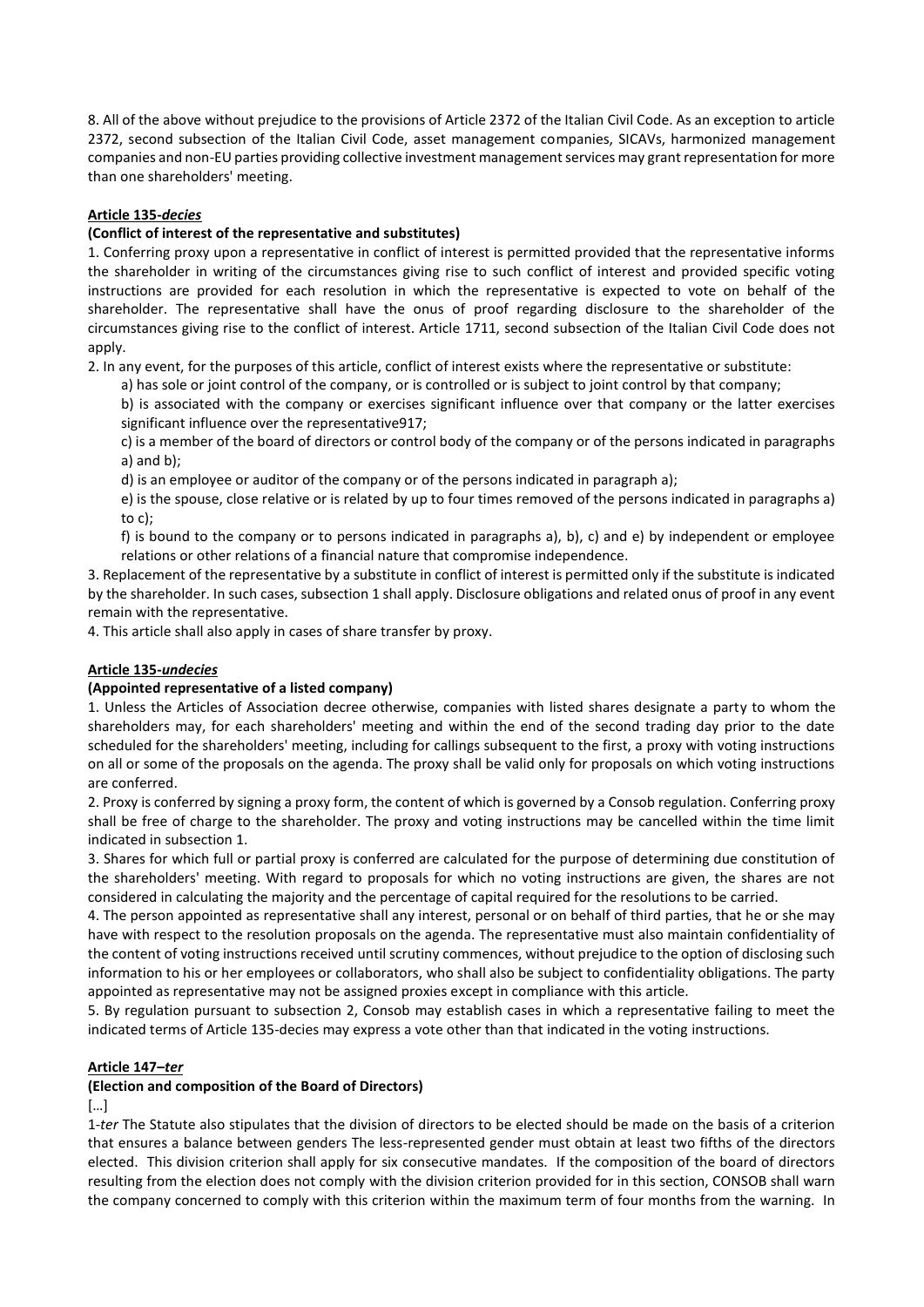8. All of the above without prejudice to the provisions of Article 2372 of the Italian Civil Code. As an exception to article 2372, second subsection of the Italian Civil Code, asset management companies, SICAVs, harmonized management companies and non-EU parties providing collective investment management services may grant representation for more than one shareholders' meeting.

**Article 135-*decies***

**(Conflict of interest of the representative and substitutes)**

1. Conferring proxy upon a representative in conflict of interest is permitted provided that the representative informs the shareholder in writing of the circumstances giving rise to such conflict of interest and provided specific voting instructions are provided for each resolution in which the representative is expected to vote on behalf of the shareholder. The representative shall have the onus of proof regarding disclosure to the shareholder of the circumstances giving rise to the conflict of interest. Article 1711, second subsection of the Italian Civil Code does not apply.

2. In any event, for the purposes of this article, conflict of interest exists where the representative or substitute:

   a) has sole or joint control of the company, or is controlled or is subject to joint control by that company;

   b) is associated with the company or exercises significant influence over that company or the latter exercises significant influence over the representative917;

   c) is a member of the board of directors or control body of the company or of the persons indicated in paragraphs a) and b);

   d) is an employee or auditor of the company or of the persons indicated in paragraph a);

   e) is the spouse, close relative or is related by up to four times removed of the persons indicated in paragraphs a) to c);

   f) is bound to the company or to persons indicated in paragraphs a), b), c) and e) by independent or employee relations or other relations of a financial nature that compromise independence.

3. Replacement of the representative by a substitute in conflict of interest is permitted only if the substitute is indicated by the shareholder. In such cases, subsection 1 shall apply. Disclosure obligations and related onus of proof in any event remain with the representative.

4. This article shall also apply in cases of share transfer by proxy.

**Article 135-*undecies***

**(Appointed representative of a listed company)**

1. Unless the Articles of Association decree otherwise, companies with listed shares designate a party to whom the shareholders may, for each shareholders' meeting and within the end of the second trading day prior to the date scheduled for the shareholders' meeting, including for callings subsequent to the first, a proxy with voting instructions on all or some of the proposals on the agenda. The proxy shall be valid only for proposals on which voting instructions are conferred.

2. Proxy is conferred by signing a proxy form, the content of which is governed by a Consob regulation. Conferring proxy shall be free of charge to the shareholder. The proxy and voting instructions may be cancelled within the time limit indicated in subsection 1.

3. Shares for which full or partial proxy is conferred are calculated for the purpose of determining due constitution of the shareholders' meeting. With regard to proposals for which no voting instructions are given, the shares are not considered in calculating the majority and the percentage of capital required for the resolutions to be carried.

4. The person appointed as representative shall any interest, personal or on behalf of third parties, that he or she may have with respect to the resolution proposals on the agenda. The representative must also maintain confidentiality of the content of voting instructions received until scrutiny commences, without prejudice to the option of disclosing such information to his or her employees or collaborators, who shall also be subject to confidentiality obligations. The party appointed as representative may not be assigned proxies except in compliance with this article.

5. By regulation pursuant to subsection 2, Consob may establish cases in which a representative failing to meet the indicated terms of Article 135-decies may express a vote other than that indicated in the voting instructions.

**Article 147–*ter***

**(Election and composition of the Board of Directors)**

[...]

1-*ter* The Statute also stipulates that the division of directors to be elected should be made on the basis of a criterion that ensures a balance between genders The less-represented gender must obtain at least two fifths of the directors elected. This division criterion shall apply for six consecutive mandates. If the composition of the board of directors resulting from the election does not comply with the division criterion provided for in this section, CONSOB shall warn the company concerned to comply with this criterion within the maximum term of four months from the warning. In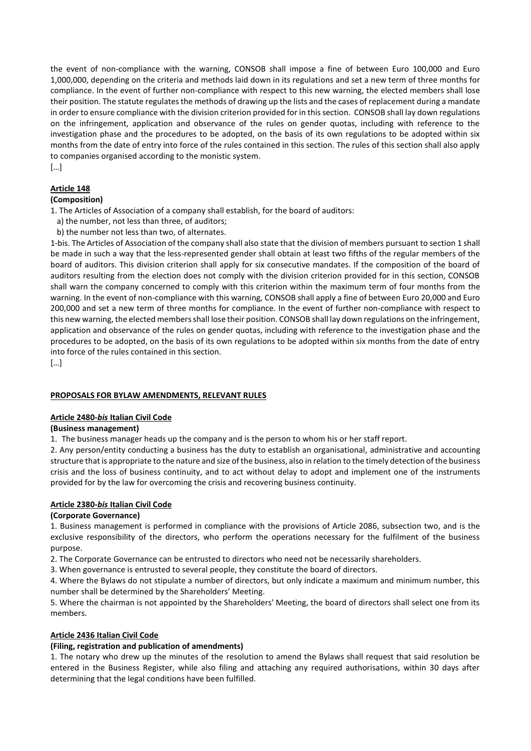the event of non-compliance with the warning, CONSOB shall impose a fine of between Euro 100,000 and Euro 1,000,000, depending on the criteria and methods laid down in its regulations and set a new term of three months for compliance. In the event of further non-compliance with respect to this new warning, the elected members shall lose their position. The statute regulates the methods of drawing up the lists and the cases of replacement during a mandate in order to ensure compliance with the division criterion provided for in this section. CONSOB shall lay down regulations on the infringement, application and observance of the rules on gender quotas, including with reference to the investigation phase and the procedures to be adopted, on the basis of its own regulations to be adopted within six months from the date of entry into force of the rules contained in this section. The rules of this section shall also apply to companies organised according to the monistic system.

[…]

**Article 148**

**(Composition)**

1. The Articles of Association of a company shall establish, for the board of auditors:

   a) the number, not less than three, of auditors;

   b) the number not less than two, of alternates.

1-bis. The Articles of Association of the company shall also state that the division of members pursuant to section 1 shall be made in such a way that the less-represented gender shall obtain at least two fifths of the regular members of the board of auditors. This division criterion shall apply for six consecutive mandates. If the composition of the board of auditors resulting from the election does not comply with the division criterion provided for in this section, CONSOB shall warn the company concerned to comply with this criterion within the maximum term of four months from the warning. In the event of non-compliance with this warning, CONSOB shall apply a fine of between Euro 20,000 and Euro 200,000 and set a new term of three months for compliance. In the event of further non-compliance with respect to this new warning, the elected members shall lose their position. CONSOB shall lay down regulations on the infringement, application and observance of the rules on gender quotas, including with reference to the investigation phase and the procedures to be adopted, on the basis of its own regulations to be adopted within six months from the date of entry into force of the rules contained in this section.

[…]

**PROPOSALS FOR BYLAW AMENDMENTS, RELEVANT RULES**

**Article 2480-*bis* Italian Civil Code**

**(Business management)**

1. The business manager heads up the company and is the person to whom his or her staff report.

2. Any person/entity conducting a business has the duty to establish an organisational, administrative and accounting structure that is appropriate to the nature and size of the business, also in relation to the timely detection of the business crisis and the loss of business continuity, and to act without delay to adopt and implement one of the instruments provided for by the law for overcoming the crisis and recovering business continuity.

**Article 2380-*bis* Italian Civil Code**

**(Corporate Governance)**

1. Business management is performed in compliance with the provisions of Article 2086, subsection two, and is the exclusive responsibility of the directors, who perform the operations necessary for the fulfilment of the business purpose.

2. The Corporate Governance can be entrusted to directors who need not be necessarily shareholders.

3. When governance is entrusted to several people, they constitute the board of directors.

4. Where the Bylaws do not stipulate a number of directors, but only indicate a maximum and minimum number, this number shall be determined by the Shareholders' Meeting.

5. Where the chairman is not appointed by the Shareholders' Meeting, the board of directors shall select one from its members.

**Article 2436 Italian Civil Code**

**(Filing, registration and publication of amendments)**

1. The notary who drew up the minutes of the resolution to amend the Bylaws shall request that said resolution be entered in the Business Register, while also filing and attaching any required authorisations, within 30 days after determining that the legal conditions have been fulfilled.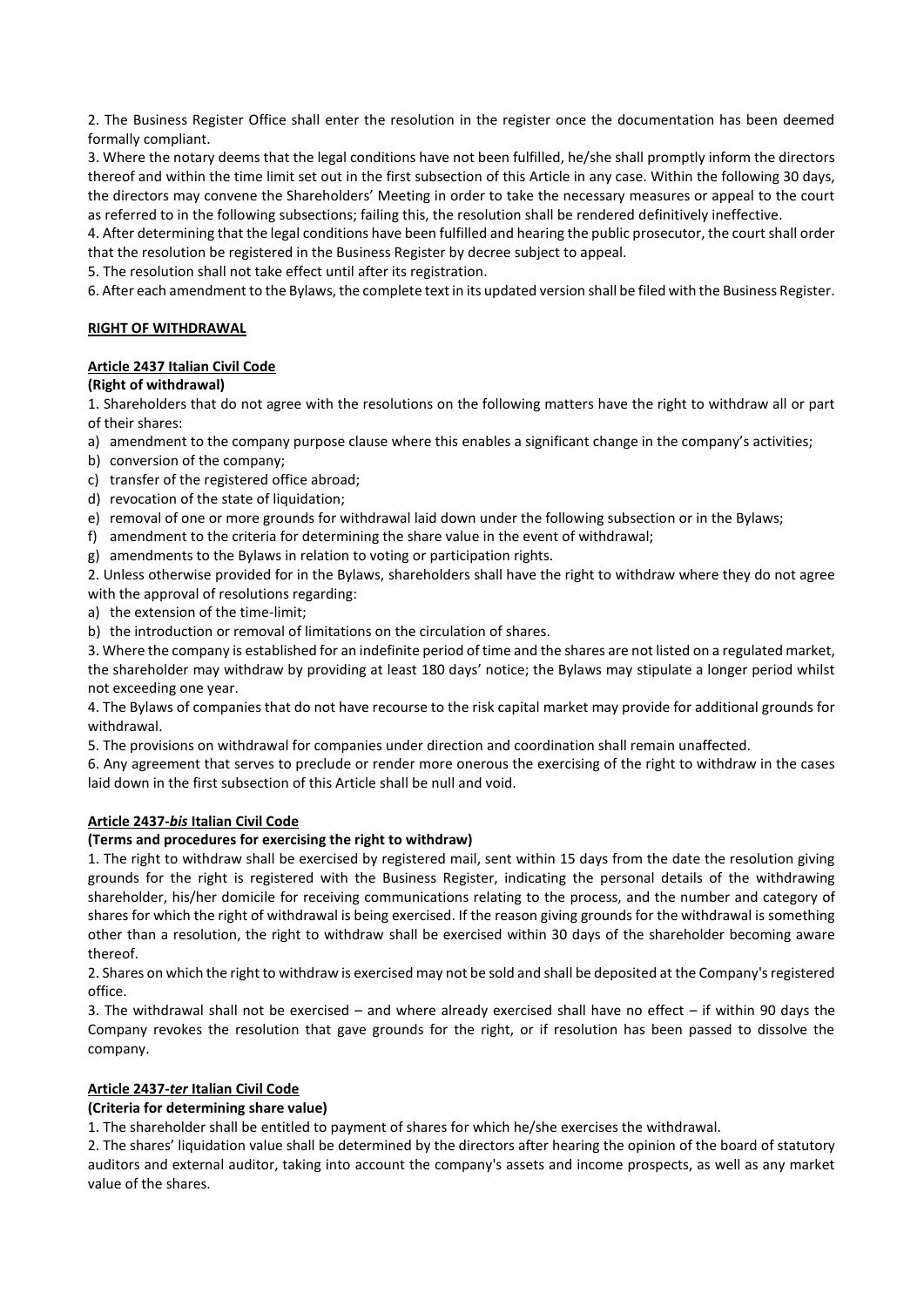2. The Business Register Office shall enter the resolution in the register once the documentation has been deemed formally compliant.

3. Where the notary deems that the legal conditions have not been fulfilled, he/she shall promptly inform the directors thereof and within the time limit set out in the first subsection of this Article in any case. Within the following 30 days, the directors may convene the Shareholders' Meeting in order to take the necessary measures or appeal to the court as referred to in the following subsections; failing this, the resolution shall be rendered definitively ineffective.

4. After determining that the legal conditions have been fulfilled and hearing the public prosecutor, the court shall order that the resolution be registered in the Business Register by decree subject to appeal.

5. The resolution shall not take effect until after its registration.

6. After each amendment to the Bylaws, the complete text in its updated version shall be filed with the Business Register.

## RIGHT OF WITHDRAWAL

### Article 2437 Italian Civil Code

**(Right of withdrawal)**

1. Shareholders that do not agree with the resolutions on the following matters have the right to withdraw all or part of their shares:

a) amendment to the company purpose clause where this enables a significant change in the company's activities;
b) conversion of the company;
c) transfer of the registered office abroad;
d) revocation of the state of liquidation;
e) removal of one or more grounds for withdrawal laid down under the following subsection or in the Bylaws;
f) amendment to the criteria for determining the share value in the event of withdrawal;
g) amendments to the Bylaws in relation to voting or participation rights.

2. Unless otherwise provided for in the Bylaws, shareholders shall have the right to withdraw where they do not agree with the approval of resolutions regarding:

a) the extension of the time-limit;
b) the introduction or removal of limitations on the circulation of shares.

3. Where the company is established for an indefinite period of time and the shares are not listed on a regulated market, the shareholder may withdraw by providing at least 180 days' notice; the Bylaws may stipulate a longer period whilst not exceeding one year.

4. The Bylaws of companies that do not have recourse to the risk capital market may provide for additional grounds for withdrawal.

5. The provisions on withdrawal for companies under direction and coordination shall remain unaffected.

6. Any agreement that serves to preclude or render more onerous the exercising of the right to withdraw in the cases laid down in the first subsection of this Article shall be null and void.

### Article 2437-*bis* Italian Civil Code

**(Terms and procedures for exercising the right to withdraw)**

1. The right to withdraw shall be exercised by registered mail, sent within 15 days from the date the resolution giving grounds for the right is registered with the Business Register, indicating the personal details of the withdrawing shareholder, his/her domicile for receiving communications relating to the process, and the number and category of shares for which the right of withdrawal is being exercised. If the reason giving grounds for the withdrawal is something other than a resolution, the right to withdraw shall be exercised within 30 days of the shareholder becoming aware thereof.

2. Shares on which the right to withdraw is exercised may not be sold and shall be deposited at the Company's registered office.

3. The withdrawal shall not be exercised – and where already exercised shall have no effect – if within 90 days the Company revokes the resolution that gave grounds for the right, or if resolution has been passed to dissolve the company.

### Article 2437-*ter* Italian Civil Code

**(Criteria for determining share value)**

1. The shareholder shall be entitled to payment of shares for which he/she exercises the withdrawal.

2. The shares' liquidation value shall be determined by the directors after hearing the opinion of the board of statutory auditors and external auditor, taking into account the company's assets and income prospects, as well as any market value of the shares.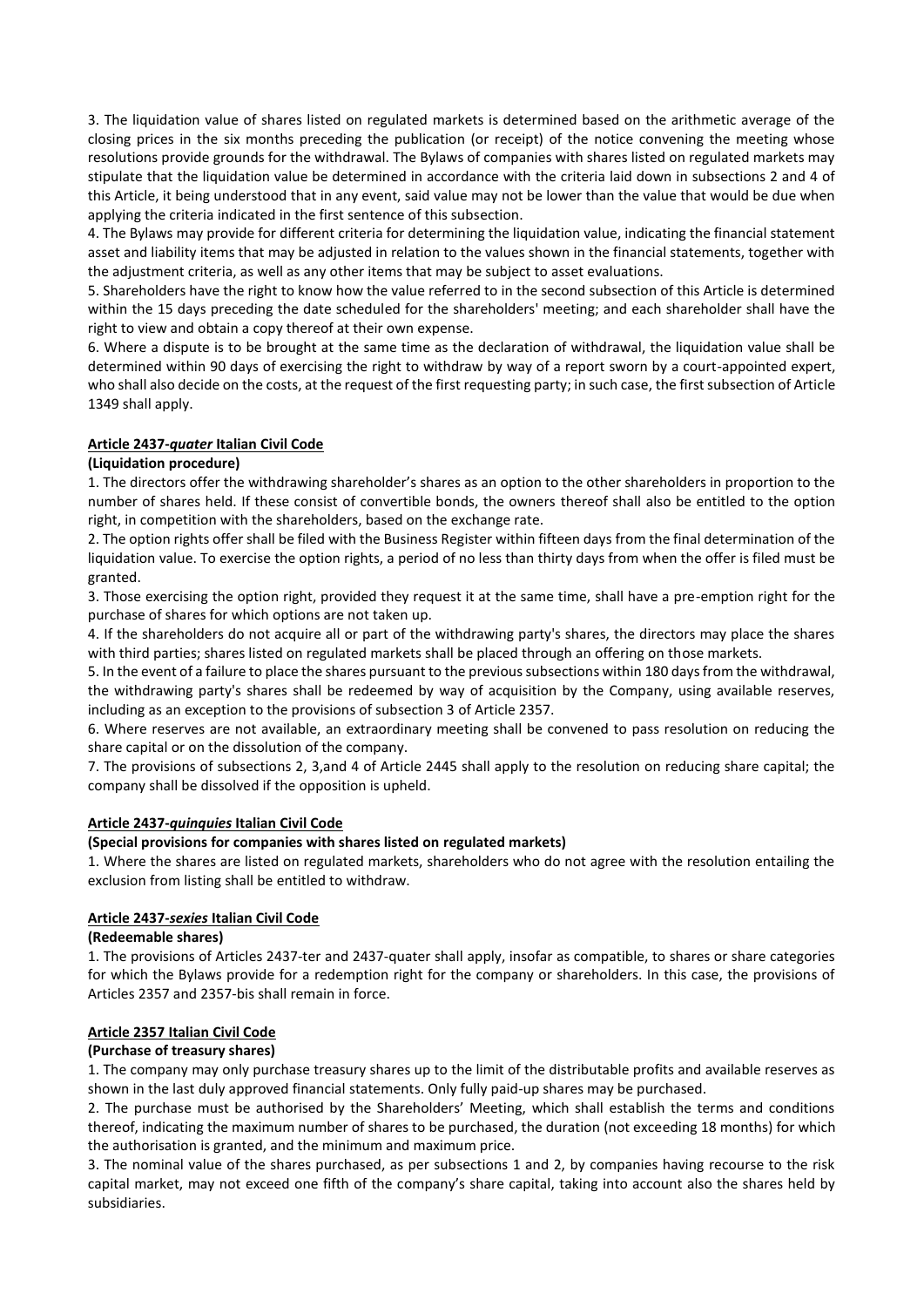3. The liquidation value of shares listed on regulated markets is determined based on the arithmetic average of the closing prices in the six months preceding the publication (or receipt) of the notice convening the meeting whose resolutions provide grounds for the withdrawal. The Bylaws of companies with shares listed on regulated markets may stipulate that the liquidation value be determined in accordance with the criteria laid down in subsections 2 and 4 of this Article, it being understood that in any event, said value may not be lower than the value that would be due when applying the criteria indicated in the first sentence of this subsection.

4. The Bylaws may provide for different criteria for determining the liquidation value, indicating the financial statement asset and liability items that may be adjusted in relation to the values shown in the financial statements, together with the adjustment criteria, as well as any other items that may be subject to asset evaluations.

5. Shareholders have the right to know how the value referred to in the second subsection of this Article is determined within the 15 days preceding the date scheduled for the shareholders' meeting; and each shareholder shall have the right to view and obtain a copy thereof at their own expense.

6. Where a dispute is to be brought at the same time as the declaration of withdrawal, the liquidation value shall be determined within 90 days of exercising the right to withdraw by way of a report sworn by a court-appointed expert, who shall also decide on the costs, at the request of the first requesting party; in such case, the first subsection of Article 1349 shall apply.

**Article 2437-*quater* Italian Civil Code**

**(Liquidation procedure)**

1. The directors offer the withdrawing shareholder's shares as an option to the other shareholders in proportion to the number of shares held. If these consist of convertible bonds, the owners thereof shall also be entitled to the option right, in competition with the shareholders, based on the exchange rate.

2. The option rights offer shall be filed with the Business Register within fifteen days from the final determination of the liquidation value. To exercise the option rights, a period of no less than thirty days from when the offer is filed must be granted.

3. Those exercising the option right, provided they request it at the same time, shall have a pre-emption right for the purchase of shares for which options are not taken up.

4. If the shareholders do not acquire all or part of the withdrawing party's shares, the directors may place the shares with third parties; shares listed on regulated markets shall be placed through an offering on those markets.

5. In the event of a failure to place the shares pursuant to the previous subsections within 180 days from the withdrawal, the withdrawing party's shares shall be redeemed by way of acquisition by the Company, using available reserves, including as an exception to the provisions of subsection 3 of Article 2357.

6. Where reserves are not available, an extraordinary meeting shall be convened to pass resolution on reducing the share capital or on the dissolution of the company.

7. The provisions of subsections 2, 3,and 4 of Article 2445 shall apply to the resolution on reducing share capital; the company shall be dissolved if the opposition is upheld.

**Article 2437-*quinquies* Italian Civil Code**

**(Special provisions for companies with shares listed on regulated markets)**

1. Where the shares are listed on regulated markets, shareholders who do not agree with the resolution entailing the exclusion from listing shall be entitled to withdraw.

**Article 2437-*sexies* Italian Civil Code**

**(Redeemable shares)**

1. The provisions of Articles 2437-ter and 2437-quater shall apply, insofar as compatible, to shares or share categories for which the Bylaws provide for a redemption right for the company or shareholders. In this case, the provisions of Articles 2357 and 2357-bis shall remain in force.

**Article 2357 Italian Civil Code**

**(Purchase of treasury shares)**

1. The company may only purchase treasury shares up to the limit of the distributable profits and available reserves as shown in the last duly approved financial statements. Only fully paid-up shares may be purchased.

2. The purchase must be authorised by the Shareholders' Meeting, which shall establish the terms and conditions thereof, indicating the maximum number of shares to be purchased, the duration (not exceeding 18 months) for which the authorisation is granted, and the minimum and maximum price.

3. The nominal value of the shares purchased, as per subsections 1 and 2, by companies having recourse to the risk capital market, may not exceed one fifth of the company's share capital, taking into account also the shares held by subsidiaries.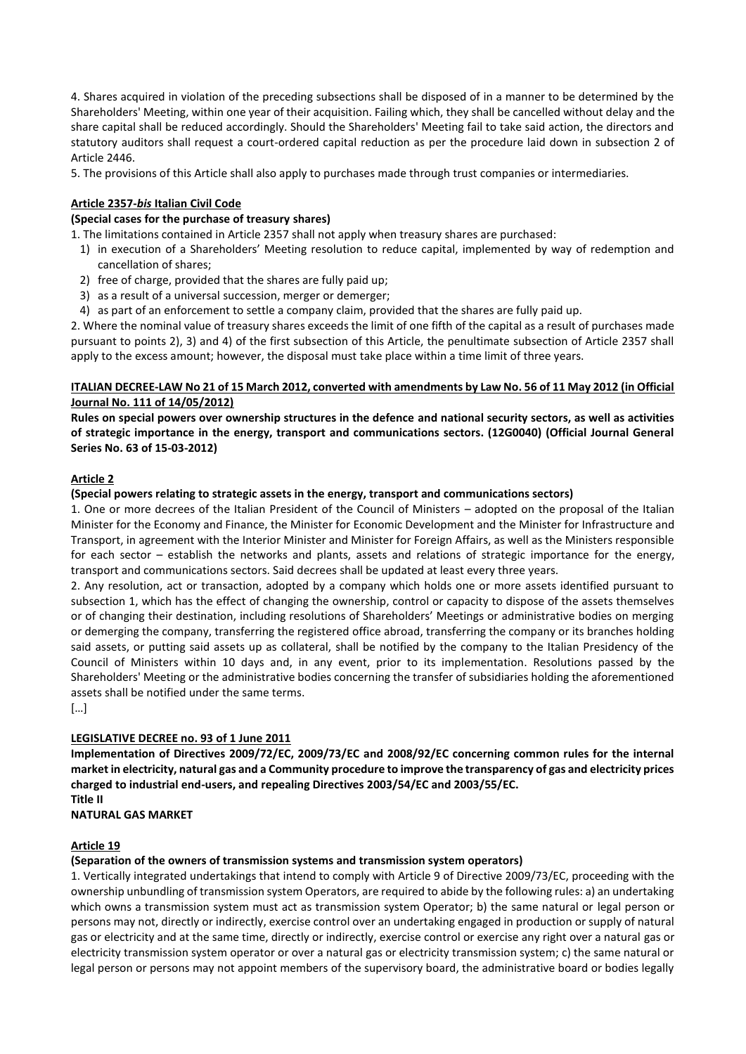4. Shares acquired in violation of the preceding subsections shall be disposed of in a manner to be determined by the Shareholders' Meeting, within one year of their acquisition. Failing which, they shall be cancelled without delay and the share capital shall be reduced accordingly. Should the Shareholders' Meeting fail to take said action, the directors and statutory auditors shall request a court-ordered capital reduction as per the procedure laid down in subsection 2 of Article 2446.

5. The provisions of this Article shall also apply to purchases made through trust companies or intermediaries.

**Article 2357-*bis* Italian Civil Code**

**(Special cases for the purchase of treasury shares)**

1. The limitations contained in Article 2357 shall not apply when treasury shares are purchased:
   1) in execution of a Shareholders' Meeting resolution to reduce capital, implemented by way of redemption and cancellation of shares;
   2) free of charge, provided that the shares are fully paid up;
   3) as a result of a universal succession, merger or demerger;
   4) as part of an enforcement to settle a company claim, provided that the shares are fully paid up.

2. Where the nominal value of treasury shares exceeds the limit of one fifth of the capital as a result of purchases made pursuant to points 2), 3) and 4) of the first subsection of this Article, the penultimate subsection of Article 2357 shall apply to the excess amount; however, the disposal must take place within a time limit of three years.

**ITALIAN DECREE-LAW No 21 of 15 March 2012, converted with amendments by Law No. 56 of 11 May 2012 (in Official Journal No. 111 of 14/05/2012)**

**Rules on special powers over ownership structures in the defence and national security sectors, as well as activities of strategic importance in the energy, transport and communications sectors. (12G0040) (Official Journal General Series No. 63 of 15-03-2012)**

**Article 2**

**(Special powers relating to strategic assets in the energy, transport and communications sectors)**

1. One or more decrees of the Italian President of the Council of Ministers – adopted on the proposal of the Italian Minister for the Economy and Finance, the Minister for Economic Development and the Minister for Infrastructure and Transport, in agreement with the Interior Minister and Minister for Foreign Affairs, as well as the Ministers responsible for each sector – establish the networks and plants, assets and relations of strategic importance for the energy, transport and communications sectors. Said decrees shall be updated at least every three years.

2. Any resolution, act or transaction, adopted by a company which holds one or more assets identified pursuant to subsection 1, which has the effect of changing the ownership, control or capacity to dispose of the assets themselves or of changing their destination, including resolutions of Shareholders' Meetings or administrative bodies on merging or demerging the company, transferring the registered office abroad, transferring the company or its branches holding said assets, or putting said assets up as collateral, shall be notified by the company to the Italian Presidency of the Council of Ministers within 10 days and, in any event, prior to its implementation. Resolutions passed by the Shareholders' Meeting or the administrative bodies concerning the transfer of subsidiaries holding the aforementioned assets shall be notified under the same terms.

[…]

**LEGISLATIVE DECREE no. 93 of 1 June 2011**

**Implementation of Directives 2009/72/EC, 2009/73/EC and 2008/92/EC concerning common rules for the internal market in electricity, natural gas and a Community procedure to improve the transparency of gas and electricity prices charged to industrial end-users, and repealing Directives 2003/54/EC and 2003/55/EC.**

**Title II**

**NATURAL GAS MARKET**

**Article 19**

**(Separation of the owners of transmission systems and transmission system operators)**

1. Vertically integrated undertakings that intend to comply with Article 9 of Directive 2009/73/EC, proceeding with the ownership unbundling of transmission system Operators, are required to abide by the following rules: a) an undertaking which owns a transmission system must act as transmission system Operator; b) the same natural or legal person or persons may not, directly or indirectly, exercise control over an undertaking engaged in production or supply of natural gas or electricity and at the same time, directly or indirectly, exercise control or exercise any right over a natural gas or electricity transmission system operator or over a natural gas or electricity transmission system; c) the same natural or legal person or persons may not appoint members of the supervisory board, the administrative board or bodies legally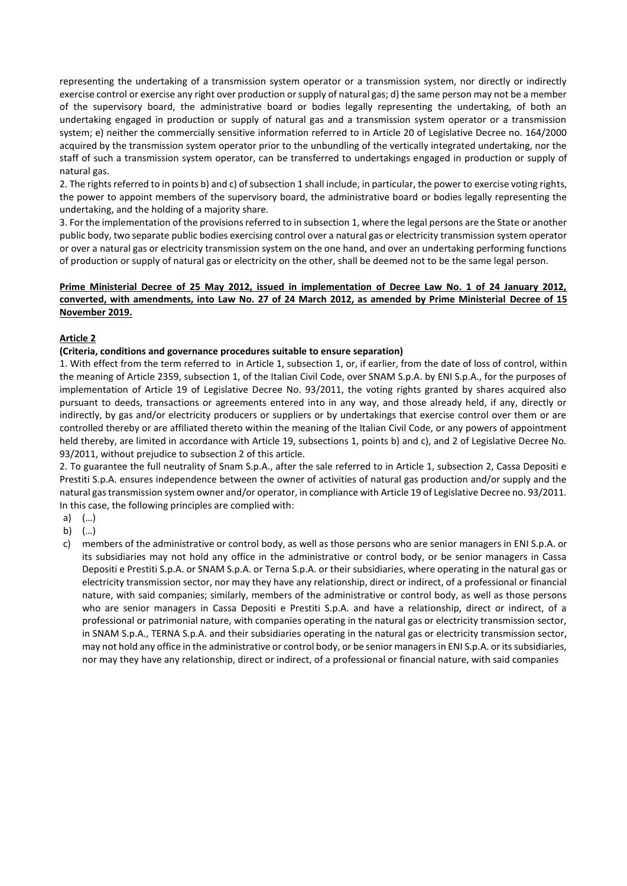representing the undertaking of a transmission system operator or a transmission system, nor directly or indirectly exercise control or exercise any right over production or supply of natural gas; d) the same person may not be a member of the supervisory board, the administrative board or bodies legally representing the undertaking, of both an undertaking engaged in production or supply of natural gas and a transmission system operator or a transmission system; e) neither the commercially sensitive information referred to in Article 20 of Legislative Decree no. 164/2000 acquired by the transmission system operator prior to the unbundling of the vertically integrated undertaking, nor the staff of such a transmission system operator, can be transferred to undertakings engaged in production or supply of natural gas.

2. The rights referred to in points b) and c) of subsection 1 shall include, in particular, the power to exercise voting rights, the power to appoint members of the supervisory board, the administrative board or bodies legally representing the undertaking, and the holding of a majority share.

3. For the implementation of the provisions referred to in subsection 1, where the legal persons are the State or another public body, two separate public bodies exercising control over a natural gas or electricity transmission system operator or over a natural gas or electricity transmission system on the one hand, and over an undertaking performing functions of production or supply of natural gas or electricity on the other, shall be deemed not to be the same legal person.

**Prime Ministerial Decree of 25 May 2012, issued in implementation of Decree Law No. 1 of 24 January 2012, converted, with amendments, into Law No. 27 of 24 March 2012, as amended by Prime Ministerial Decree of 15 November 2019.**

**Article 2**

**(Criteria, conditions and governance procedures suitable to ensure separation)**

1. With effect from the term referred to in Article 1, subsection 1, or, if earlier, from the date of loss of control, within the meaning of Article 2359, subsection 1, of the Italian Civil Code, over SNAM S.p.A. by ENI S.p.A., for the purposes of implementation of Article 19 of Legislative Decree No. 93/2011, the voting rights granted by shares acquired also pursuant to deeds, transactions or agreements entered into in any way, and those already held, if any, directly or indirectly, by gas and/or electricity producers or suppliers or by undertakings that exercise control over them or are controlled thereby or are affiliated thereto within the meaning of the Italian Civil Code, or any powers of appointment held thereby, are limited in accordance with Article 19, subsections 1, points b) and c), and 2 of Legislative Decree No. 93/2011, without prejudice to subsection 2 of this article.

2. To guarantee the full neutrality of Snam S.p.A., after the sale referred to in Article 1, subsection 2, Cassa Depositi e Prestiti S.p.A. ensures independence between the owner of activities of natural gas production and/or supply and the natural gas transmission system owner and/or operator, in compliance with Article 19 of Legislative Decree no. 93/2011. In this case, the following principles are complied with:

a) (…)

b) (…)

c) members of the administrative or control body, as well as those persons who are senior managers in ENI S.p.A. or its subsidiaries may not hold any office in the administrative or control body, or be senior managers in Cassa Depositi e Prestiti S.p.A. or SNAM S.p.A. or Terna S.p.A. or their subsidiaries, where operating in the natural gas or electricity transmission sector, nor may they have any relationship, direct or indirect, of a professional or financial nature, with said companies; similarly, members of the administrative or control body, as well as those persons who are senior managers in Cassa Depositi e Prestiti S.p.A. and have a relationship, direct or indirect, of a professional or patrimonial nature, with companies operating in the natural gas or electricity transmission sector, in SNAM S.p.A., TERNA S.p.A. and their subsidiaries operating in the natural gas or electricity transmission sector, may not hold any office in the administrative or control body, or be senior managers in ENI S.p.A. or its subsidiaries, nor may they have any relationship, direct or indirect, of a professional or financial nature, with said companies